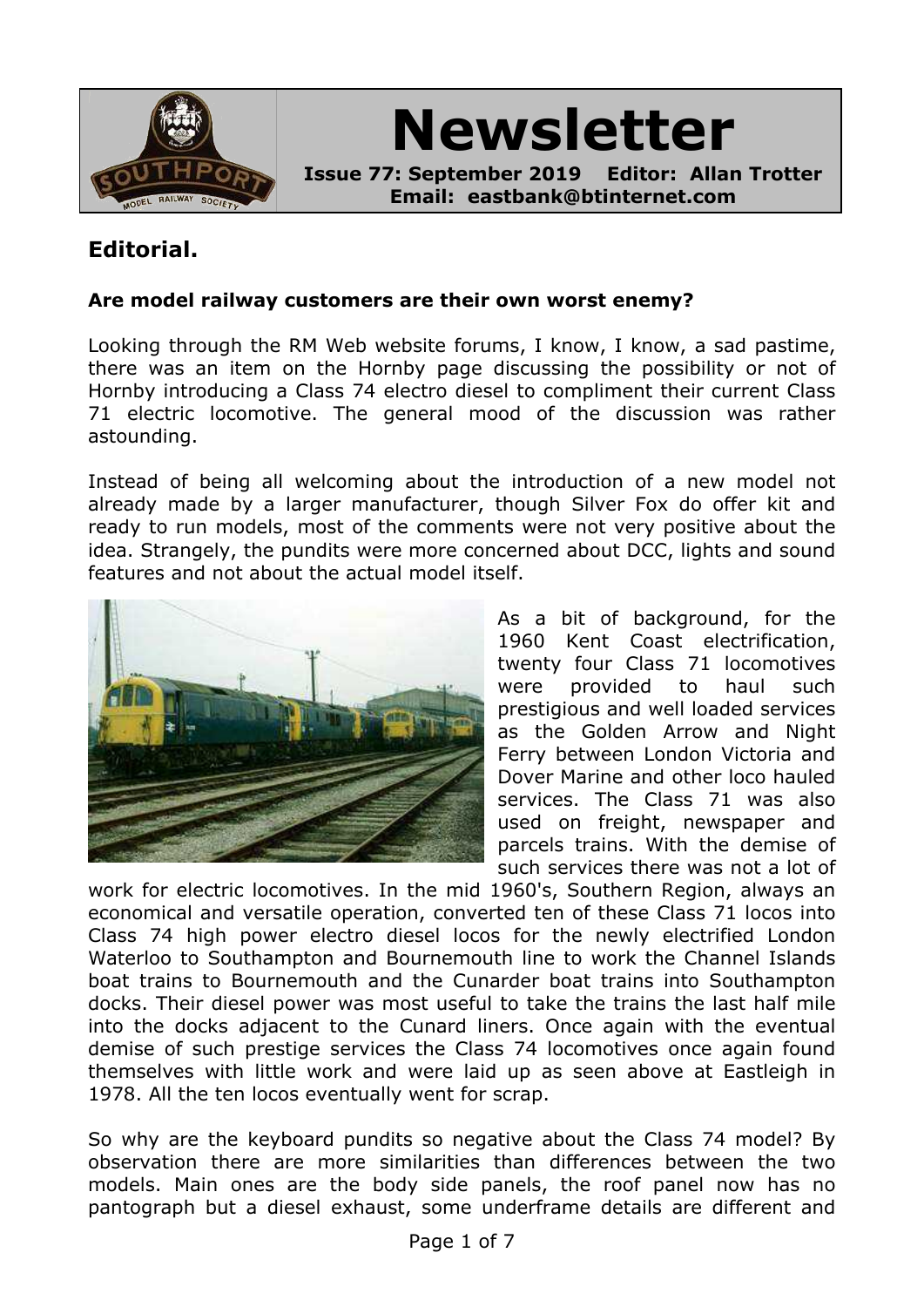# Newsletter

**Issue 77: September 2019 Editor: Allan Trotter**
**Email: eastbank@btinternet.com**

## Editorial.

**Are model railway customers are their own worst enemy?**

Looking through the RM Web website forums, I know, I know, a sad pastime, there was an item on the Hornby page discussing the possibility or not of Hornby introducing a Class 74 electro diesel to compliment their current Class 71 electric locomotive. The general mood of the discussion was rather astounding.

Instead of being all welcoming about the introduction of a new model not already made by a larger manufacturer, though Silver Fox do offer kit and ready to run models, most of the comments were not very positive about the idea. Strangely, the pundits were more concerned about DCC, lights and sound features and not about the actual model itself.

As a bit of background, for the 1960 Kent Coast electrification, twenty four Class 71 locomotives were provided to haul such prestigious and well loaded services as the Golden Arrow and Night Ferry between London Victoria and Dover Marine and other loco hauled services. The Class 71 was also used on freight, newspaper and parcels trains. With the demise of such services there was not a lot of work for electric locomotives. In the mid 1960's, Southern Region, always an economical and versatile operation, converted ten of these Class 71 locos into Class 74 high power electro diesel locos for the newly electrified London Waterloo to Southampton and Bournemouth line to work the Channel Islands boat trains to Bournemouth and the Cunarder boat trains into Southampton docks. Their diesel power was most useful to take the trains the last half mile into the docks adjacent to the Cunard liners. Once again with the eventual demise of such prestige services the Class 74 locomotives once again found themselves with little work and were laid up as seen above at Eastleigh in 1978. All the ten locos eventually went for scrap.

So why are the keyboard pundits so negative about the Class 74 model? By observation there are more similarities than differences between the two models. Main ones are the body side panels, the roof panel now has no pantograph but a diesel exhaust, some underframe details are different and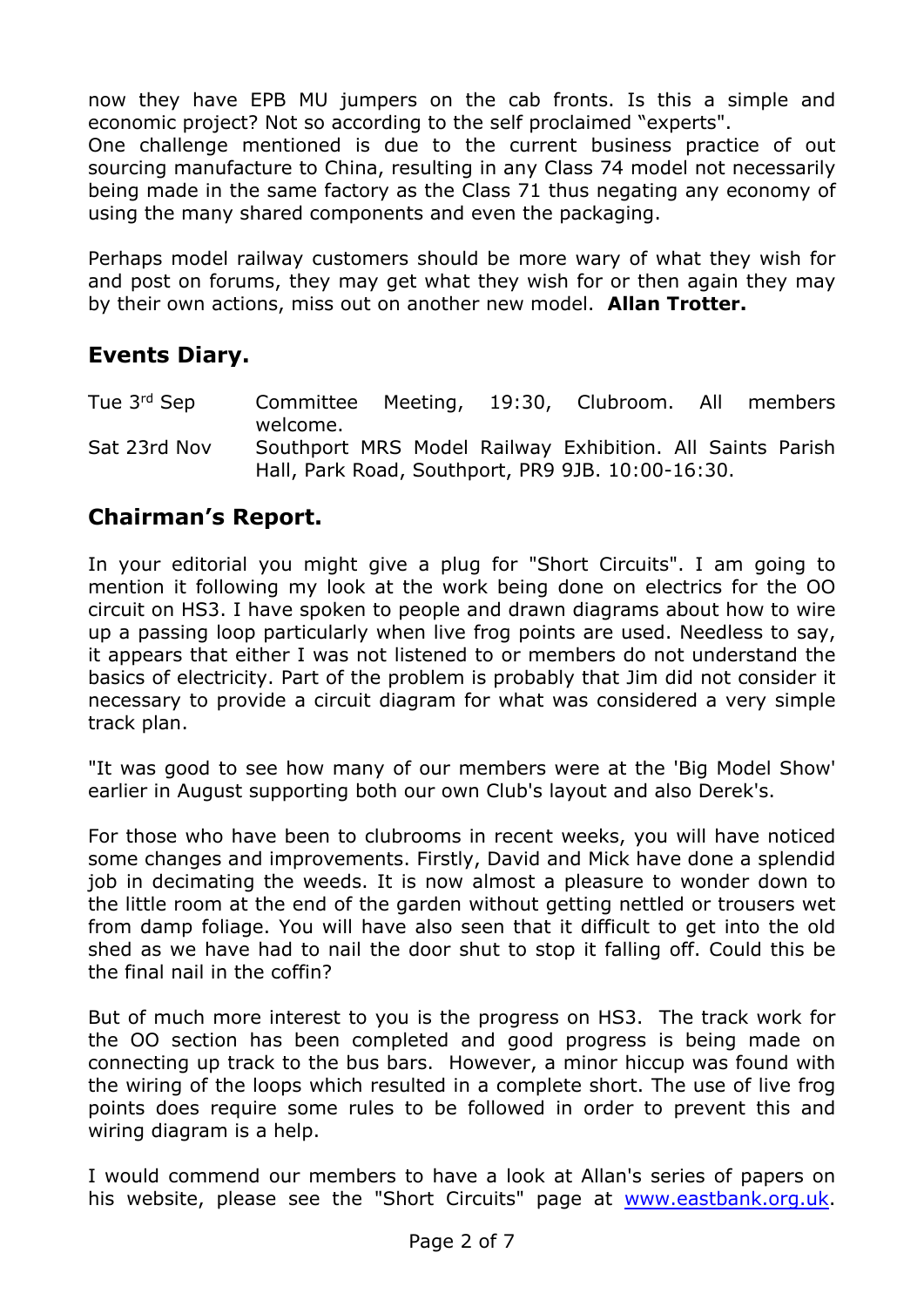now they have EPB MU jumpers on the cab fronts. Is this a simple and economic project? Not so according to the self proclaimed "experts".
One challenge mentioned is due to the current business practice of out sourcing manufacture to China, resulting in any Class 74 model not necessarily being made in the same factory as the Class 71 thus negating any economy of using the many shared components and even the packaging.

Perhaps model railway customers should be more wary of what they wish for and post on forums, they may get what they wish for or then again they may by their own actions, miss out on another new model. **Allan Trotter.**

## Events Diary.

| | |
|---|---|
| Tue 3rd Sep | Committee Meeting, 19:30, Clubroom. All members welcome. |
| Sat 23rd Nov | Southport MRS Model Railway Exhibition. All Saints Parish Hall, Park Road, Southport, PR9 9JB. 10:00-16:30. |

## Chairman's Report.

In your editorial you might give a plug for "Short Circuits". I am going to mention it following my look at the work being done on electrics for the OO circuit on HS3. I have spoken to people and drawn diagrams about how to wire up a passing loop particularly when live frog points are used. Needless to say, it appears that either I was not listened to or members do not understand the basics of electricity. Part of the problem is probably that Jim did not consider it necessary to provide a circuit diagram for what was considered a very simple track plan.

"It was good to see how many of our members were at the 'Big Model Show' earlier in August supporting both our own Club's layout and also Derek's.

For those who have been to clubrooms in recent weeks, you will have noticed some changes and improvements. Firstly, David and Mick have done a splendid job in decimating the weeds. It is now almost a pleasure to wonder down to the little room at the end of the garden without getting nettled or trousers wet from damp foliage. You will have also seen that it difficult to get into the old shed as we have had to nail the door shut to stop it falling off. Could this be the final nail in the coffin?

But of much more interest to you is the progress on HS3. The track work for the OO section has been completed and good progress is being made on connecting up track to the bus bars. However, a minor hiccup was found with the wiring of the loops which resulted in a complete short. The use of live frog points does require some rules to be followed in order to prevent this and wiring diagram is a help.

I would commend our members to have a look at Allan's series of papers on his website, please see the "Short Circuits" page at [www.eastbank.org.uk](http://www.eastbank.org.uk).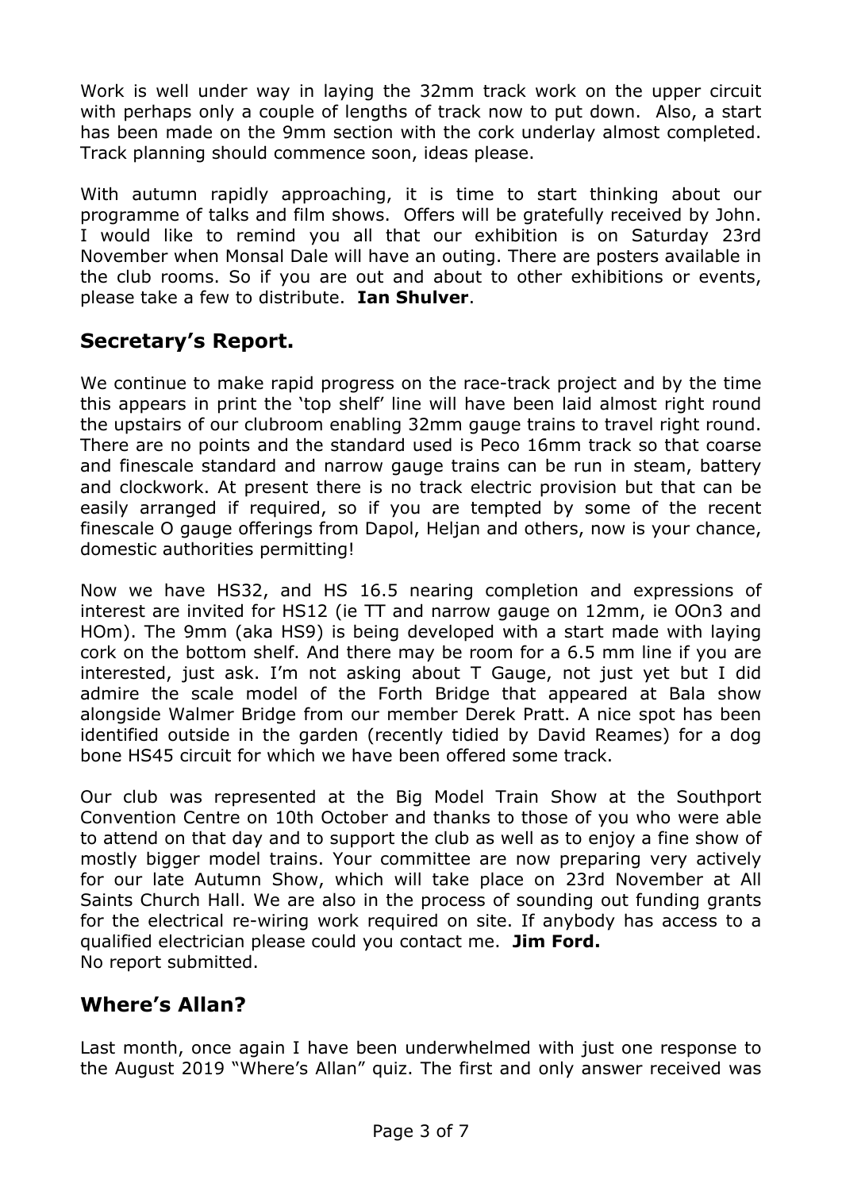Work is well under way in laying the 32mm track work on the upper circuit with perhaps only a couple of lengths of track now to put down. Also, a start has been made on the 9mm section with the cork underlay almost completed. Track planning should commence soon, ideas please.

With autumn rapidly approaching, it is time to start thinking about our programme of talks and film shows. Offers will be gratefully received by John. I would like to remind you all that our exhibition is on Saturday 23rd November when Monsal Dale will have an outing. There are posters available in the club rooms. So if you are out and about to other exhibitions or events, please take a few to distribute. **Ian Shulver**.

## Secretary's Report.

We continue to make rapid progress on the race-track project and by the time this appears in print the 'top shelf' line will have been laid almost right round the upstairs of our clubroom enabling 32mm gauge trains to travel right round. There are no points and the standard used is Peco 16mm track so that coarse and finescale standard and narrow gauge trains can be run in steam, battery and clockwork. At present there is no track electric provision but that can be easily arranged if required, so if you are tempted by some of the recent finescale O gauge offerings from Dapol, Heljan and others, now is your chance, domestic authorities permitting!

Now we have HS32, and HS 16.5 nearing completion and expressions of interest are invited for HS12 (ie TT and narrow gauge on 12mm, ie OOn3 and HOm). The 9mm (aka HS9) is being developed with a start made with laying cork on the bottom shelf. And there may be room for a 6.5 mm line if you are interested, just ask. I'm not asking about T Gauge, not just yet but I did admire the scale model of the Forth Bridge that appeared at Bala show alongside Walmer Bridge from our member Derek Pratt. A nice spot has been identified outside in the garden (recently tidied by David Reames) for a dog bone HS45 circuit for which we have been offered some track.

Our club was represented at the Big Model Train Show at the Southport Convention Centre on 10th October and thanks to those of you who were able to attend on that day and to support the club as well as to enjoy a fine show of mostly bigger model trains. Your committee are now preparing very actively for our late Autumn Show, which will take place on 23rd November at All Saints Church Hall. We are also in the process of sounding out funding grants for the electrical re-wiring work required on site. If anybody has access to a qualified electrician please could you contact me. **Jim Ford.**
No report submitted.

## Where's Allan?

Last month, once again I have been underwhelmed with just one response to the August 2019 "Where's Allan" quiz. The first and only answer received was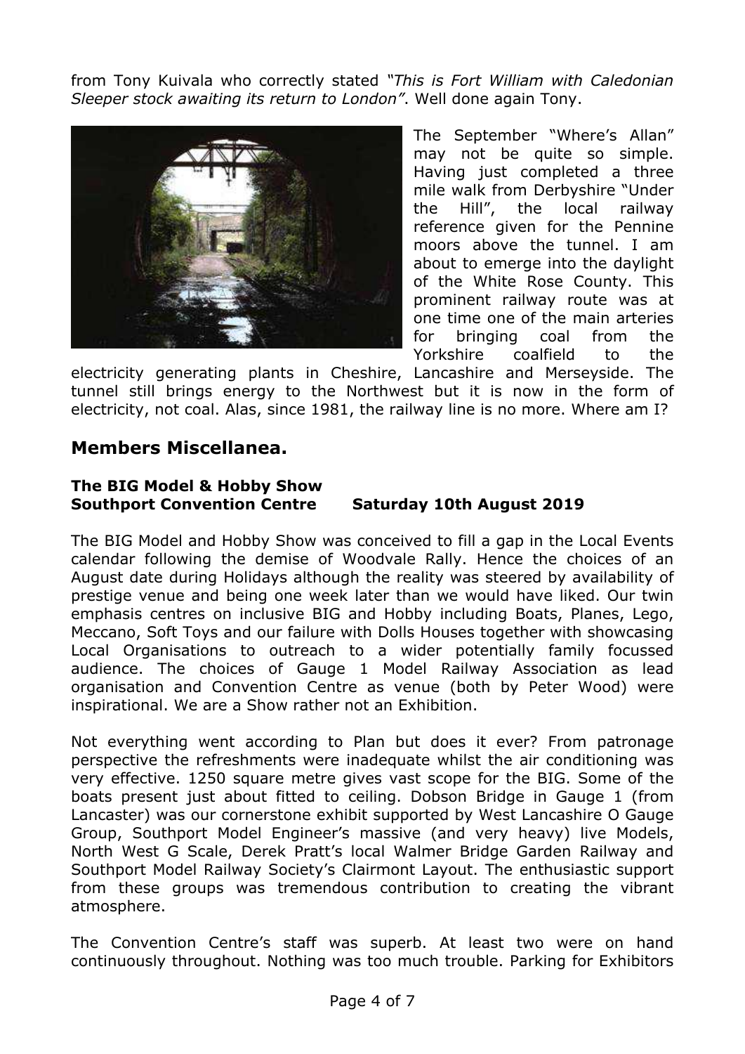from Tony Kuivala who correctly stated *"This is Fort William with Caledonian Sleeper stock awaiting its return to London"*. Well done again Tony.

The September "Where's Allan" may not be quite so simple. Having just completed a three mile walk from Derbyshire "Under the Hill", the local railway reference given for the Pennine moors above the tunnel. I am about to emerge into the daylight of the White Rose County. This prominent railway route was at one time one of the main arteries for bringing coal from the Yorkshire coalfield to the electricity generating plants in Cheshire, Lancashire and Merseyside. The tunnel still brings energy to the Northwest but it is now in the form of electricity, not coal. Alas, since 1981, the railway line is no more. Where am I?

## Members Miscellanea.

**The BIG Model & Hobby Show**
**Southport Convention Centre      Saturday 10th August 2019**

The BIG Model and Hobby Show was conceived to fill a gap in the Local Events calendar following the demise of Woodvale Rally. Hence the choices of an August date during Holidays although the reality was steered by availability of prestige venue and being one week later than we would have liked. Our twin emphasis centres on inclusive BIG and Hobby including Boats, Planes, Lego, Meccano, Soft Toys and our failure with Dolls Houses together with showcasing Local Organisations to outreach to a wider potentially family focussed audience. The choices of Gauge 1 Model Railway Association as lead organisation and Convention Centre as venue (both by Peter Wood) were inspirational. We are a Show rather not an Exhibition.

Not everything went according to Plan but does it ever? From patronage perspective the refreshments were inadequate whilst the air conditioning was very effective. 1250 square metre gives vast scope for the BIG. Some of the boats present just about fitted to ceiling. Dobson Bridge in Gauge 1 (from Lancaster) was our cornerstone exhibit supported by West Lancashire O Gauge Group, Southport Model Engineer's massive (and very heavy) live Models, North West G Scale, Derek Pratt's local Walmer Bridge Garden Railway and Southport Model Railway Society's Clairmont Layout. The enthusiastic support from these groups was tremendous contribution to creating the vibrant atmosphere.

The Convention Centre's staff was superb. At least two were on hand continuously throughout. Nothing was too much trouble. Parking for Exhibitors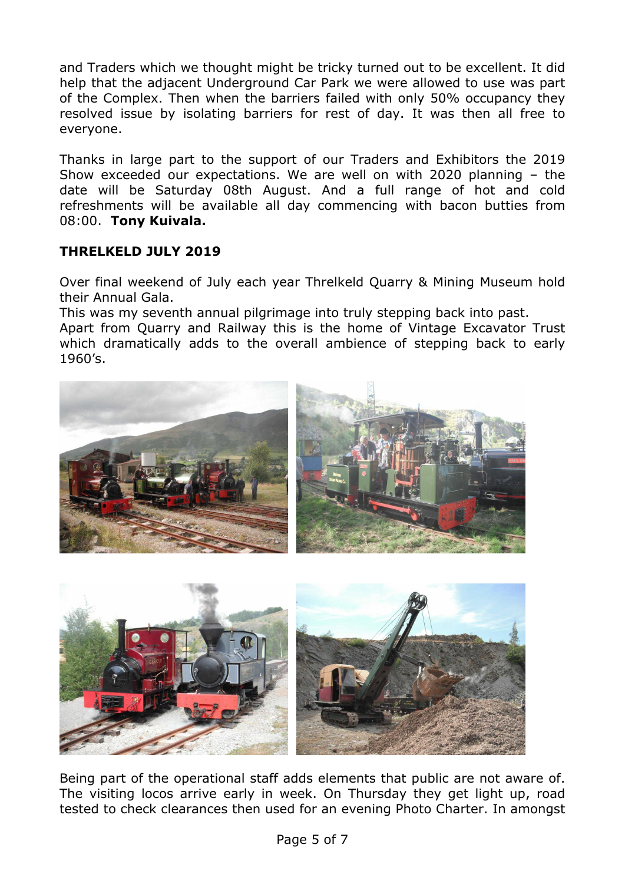and Traders which we thought might be tricky turned out to be excellent. It did help that the adjacent Underground Car Park we were allowed to use was part of the Complex. Then when the barriers failed with only 50% occupancy they resolved issue by isolating barriers for rest of day. It was then all free to everyone.

Thanks in large part to the support of our Traders and Exhibitors the 2019 Show exceeded our expectations. We are well on with 2020 planning – the date will be Saturday 08th August. And a full range of hot and cold refreshments will be available all day commencing with bacon butties from 08:00. **Tony Kuivala.**

**THRELKELD JULY 2019**

Over final weekend of July each year Threlkeld Quarry & Mining Museum hold their Annual Gala.
This was my seventh annual pilgrimage into truly stepping back into past.
Apart from Quarry and Railway this is the home of Vintage Excavator Trust which dramatically adds to the overall ambience of stepping back to early 1960's.

Being part of the operational staff adds elements that public are not aware of. The visiting locos arrive early in week. On Thursday they get light up, road tested to check clearances then used for an evening Photo Charter. In amongst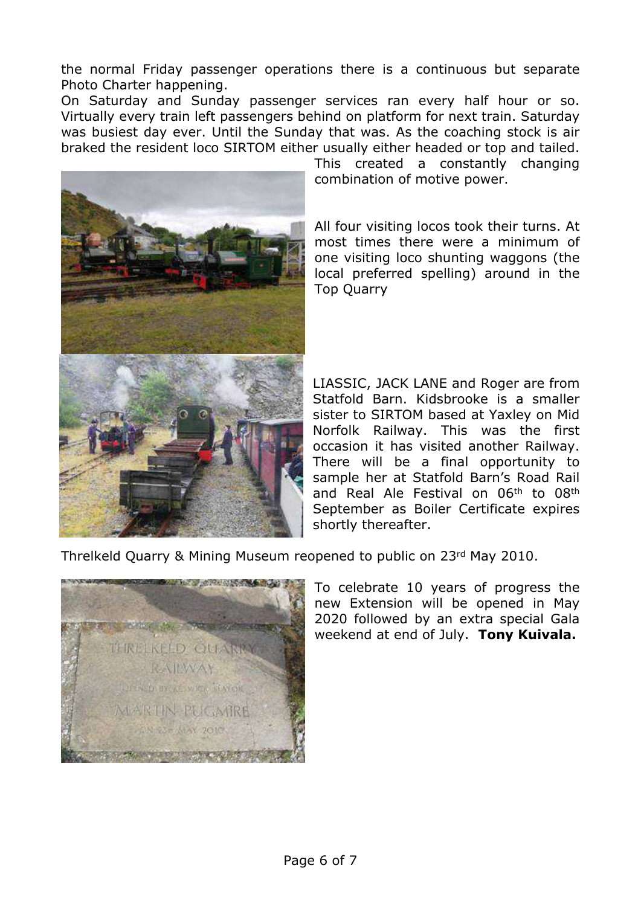the normal Friday passenger operations there is a continuous but separate Photo Charter happening.

On Saturday and Sunday passenger services ran every half hour or so. Virtually every train left passengers behind on platform for next train. Saturday was busiest day ever. Until the Sunday that was. As the coaching stock is air braked the resident loco SIRTOM either usually either headed or top and tailed. This created a constantly changing combination of motive power.

All four visiting locos took their turns. At most times there were a minimum of one visiting loco shunting waggons (the local preferred spelling) around in the Top Quarry

LIASSIC, JACK LANE and Roger are from Statfold Barn. Kidsbrooke is a smaller sister to SIRTOM based at Yaxley on Mid Norfolk Railway. This was the first occasion it has visited another Railway. There will be a final opportunity to sample her at Statfold Barn's Road Rail and Real Ale Festival on 06th to 08th September as Boiler Certificate expires shortly thereafter.

Threlkeld Quarry & Mining Museum reopened to public on 23rd May 2010.

To celebrate 10 years of progress the new Extension will be opened in May 2020 followed by an extra special Gala weekend at end of July. **Tony Kuivala.**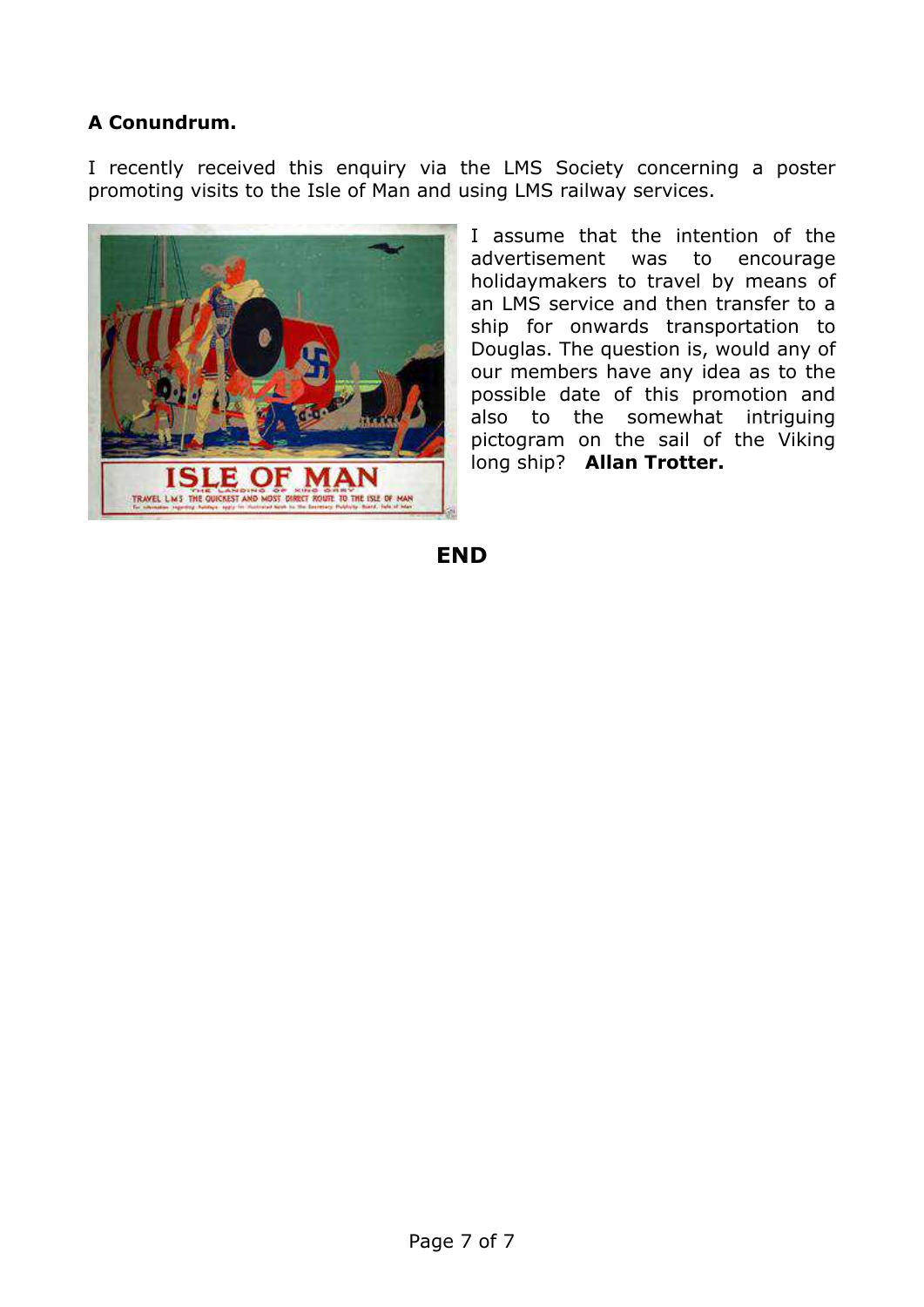**A Conundrum.**

I recently received this enquiry via the LMS Society concerning a poster promoting visits to the Isle of Man and using LMS railway services.

I assume that the intention of the advertisement was to encourage holidaymakers to travel by means of an LMS service and then transfer to a ship for onwards transportation to Douglas. The question is, would any of our members have any idea as to the possible date of this promotion and also to the somewhat intriguing pictogram on the sail of the Viking long ship? **Allan Trotter.**

**END**